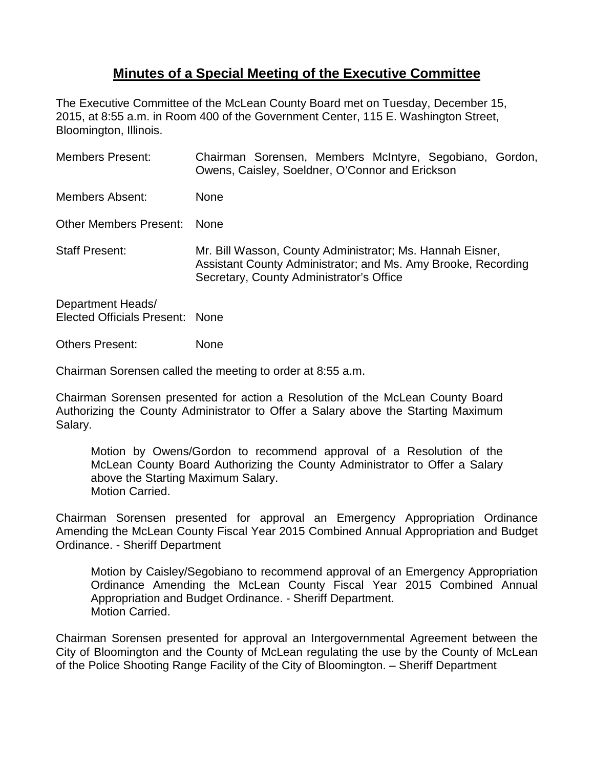# Minutes of a Special Meeting of the Executive Committee

The Executive Committee of the McLean County Board met on Tuesday, December 15, 2015, at 8:55 a.m. in Room 400 of the Government Center, 115 E. Washington Street, Bloomington, Illinois.

| | |
|---|---|
| Members Present: | Chairman Sorensen, Members McIntyre, Segobiano, Gordon, Owens, Caisley, Soeldner, O'Connor and Erickson |
| Members Absent: | None |
| Other Members Present: | None |
| Staff Present: | Mr. Bill Wasson, County Administrator; Ms. Hannah Eisner, Assistant County Administrator; and Ms. Amy Brooke, Recording Secretary, County Administrator's Office |
| Department Heads/ Elected Officials Present: | None |
| Others Present: | None |

Chairman Sorensen called the meeting to order at 8:55 a.m.

Chairman Sorensen presented for action a Resolution of the McLean County Board Authorizing the County Administrator to Offer a Salary above the Starting Maximum Salary.

> Motion by Owens/Gordon to recommend approval of a Resolution of the McLean County Board Authorizing the County Administrator to Offer a Salary above the Starting Maximum Salary.
> Motion Carried.

Chairman Sorensen presented for approval an Emergency Appropriation Ordinance Amending the McLean County Fiscal Year 2015 Combined Annual Appropriation and Budget Ordinance. - Sheriff Department

> Motion by Caisley/Segobiano to recommend approval of an Emergency Appropriation Ordinance Amending the McLean County Fiscal Year 2015 Combined Annual Appropriation and Budget Ordinance. - Sheriff Department.
> Motion Carried.

Chairman Sorensen presented for approval an Intergovernmental Agreement between the City of Bloomington and the County of McLean regulating the use by the County of McLean of the Police Shooting Range Facility of the City of Bloomington. – Sheriff Department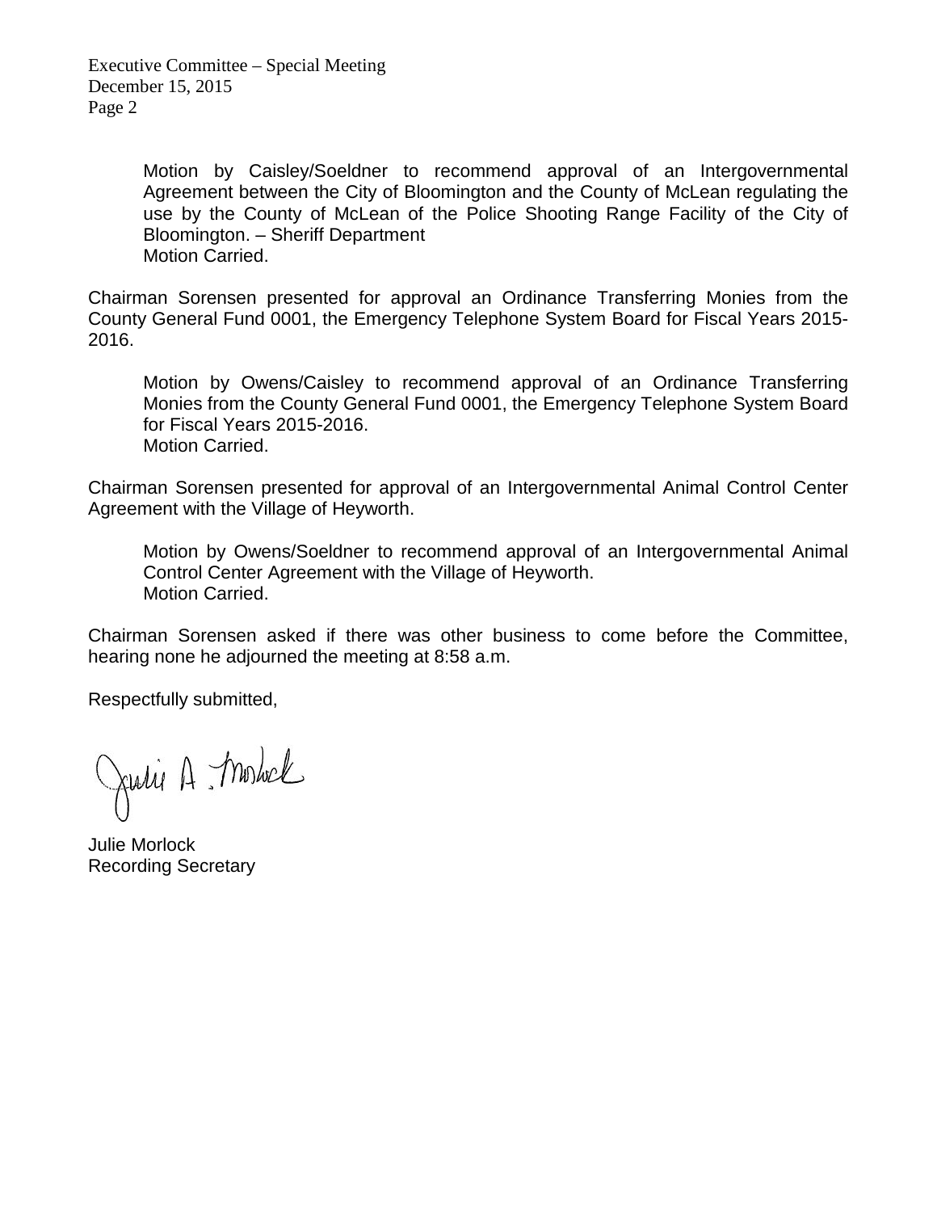Motion by Caisley/Soeldner to recommend approval of an Intergovernmental Agreement between the City of Bloomington and the County of McLean regulating the use by the County of McLean of the Police Shooting Range Facility of the City of Bloomington. – Sheriff Department
Motion Carried.

Chairman Sorensen presented for approval an Ordinance Transferring Monies from the County General Fund 0001, the Emergency Telephone System Board for Fiscal Years 2015-2016.

Motion by Owens/Caisley to recommend approval of an Ordinance Transferring Monies from the County General Fund 0001, the Emergency Telephone System Board for Fiscal Years 2015-2016.
Motion Carried.

Chairman Sorensen presented for approval of an Intergovernmental Animal Control Center Agreement with the Village of Heyworth.

Motion by Owens/Soeldner to recommend approval of an Intergovernmental Animal Control Center Agreement with the Village of Heyworth.
Motion Carried.

Chairman Sorensen asked if there was other business to come before the Committee, hearing none he adjourned the meeting at 8:58 a.m.

Respectfully submitted,

Julie A. Morlock

Julie Morlock
Recording Secretary